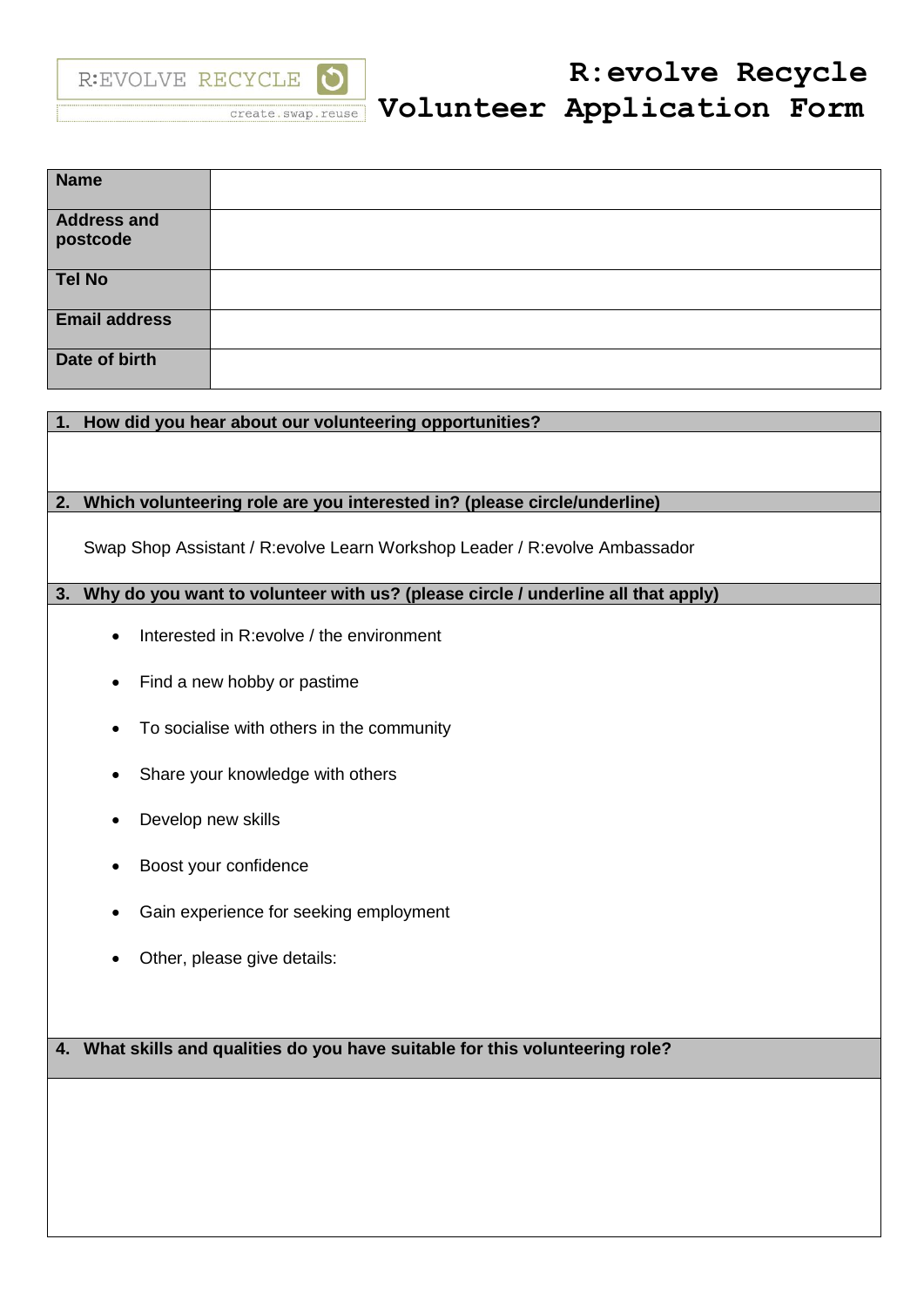R:EVOLVE RECYCLE

create.swap.reuse

# R:evolve Recycle Volunteer Application Form

| **Name** | |
|---|---|
| **Address and postcode** | |
| **Tel No** | |
| **Email address** | |
| **Date of birth** | |

**1. How did you hear about our volunteering opportunities?**

**2. Which volunteering role are you interested in? (please circle/underline)**

Swap Shop Assistant / R:evolve Learn Workshop Leader / R:evolve Ambassador

**3. Why do you want to volunteer with us? (please circle / underline all that apply)**

- Interested in R:evolve / the environment
- Find a new hobby or pastime
- To socialise with others in the community
- Share your knowledge with others
- Develop new skills
- Boost your confidence
- Gain experience for seeking employment
- Other, please give details:

**4. What skills and qualities do you have suitable for this volunteering role?**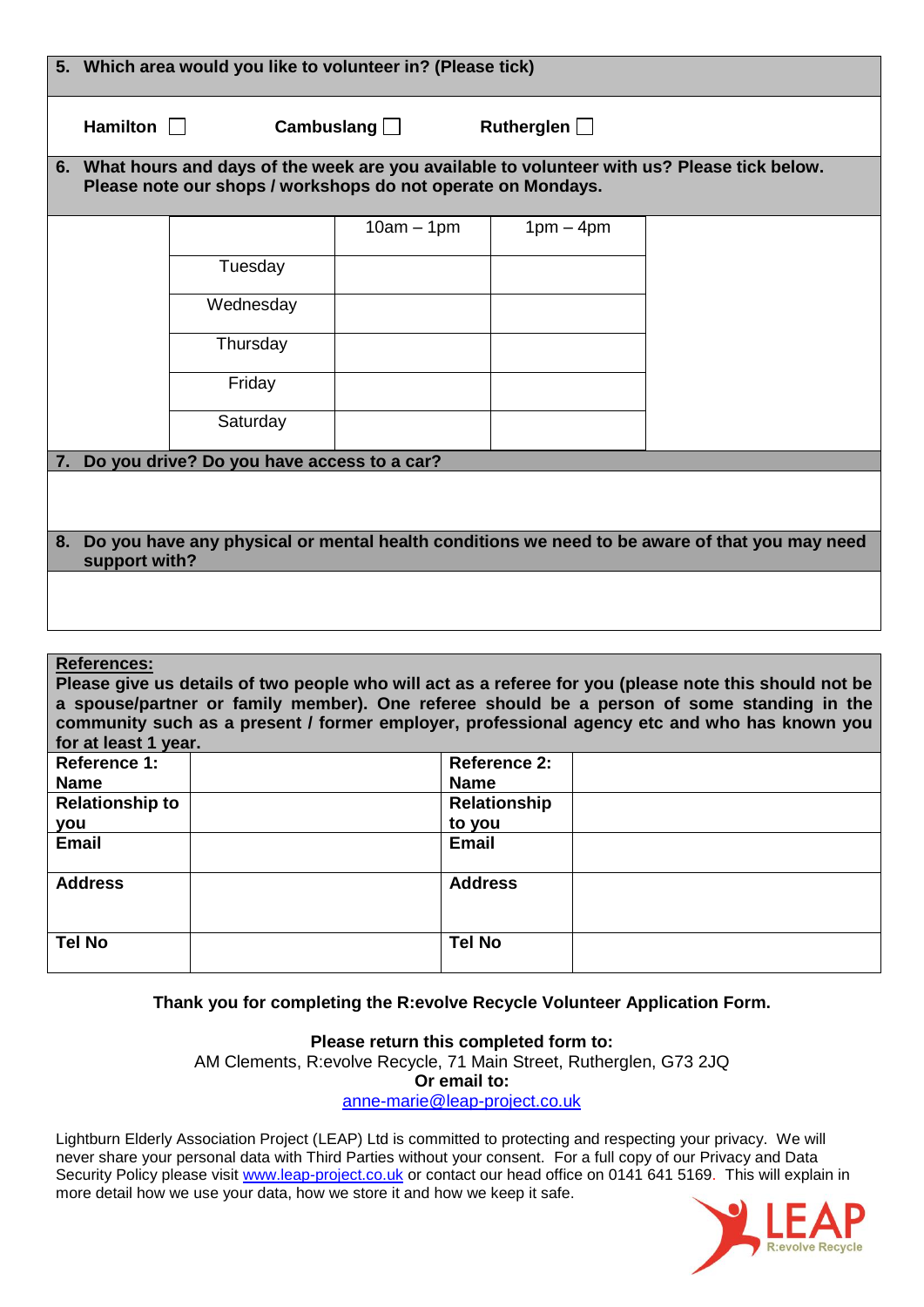**5. Which area would you like to volunteer in? (Please tick)**

**Hamilton** ☐ **Cambuslang** ☐ **Rutherglen** ☐

**6. What hours and days of the week are you available to volunteer with us? Please tick below. Please note our shops / workshops do not operate on Mondays.**

| | 10am – 1pm | 1pm – 4pm |
|---|---|---|
| Tuesday | | |
| Wednesday | | |
| Thursday | | |
| Friday | | |
| Saturday | | |

**7. Do you drive? Do you have access to a car?**

**8. Do you have any physical or mental health conditions we need to be aware of that you may need support with?**

**References:**

**Please give us details of two people who will act as a referee for you (please note this should not be a spouse/partner or family member). One referee should be a person of some standing in the community such as a present / former employer, professional agency etc and who has known you for at least 1 year.**

| | | | |
|---|---|---|---|
| **Reference 1: Name** | | **Reference 2: Name** | |
| **Relationship to you** | | **Relationship to you** | |
| **Email** | | **Email** | |
| **Address** | | **Address** | |
| **Tel No** | | **Tel No** | |

**Thank you for completing the R:evolve Recycle Volunteer Application Form.**

**Please return this completed form to:**
AM Clements, R:evolve Recycle, 71 Main Street, Rutherglen, G73 2JQ
**Or email to:**
anne-marie@leap-project.co.uk

Lightburn Elderly Association Project (LEAP) Ltd is committed to protecting and respecting your privacy. We will never share your personal data with Third Parties without your consent. For a full copy of our Privacy and Data Security Policy please visit www.leap-project.co.uk or contact our head office on 0141 641 5169. This will explain in more detail how we use your data, how we store it and how we keep it safe.

LEAP R:evolve Recycle